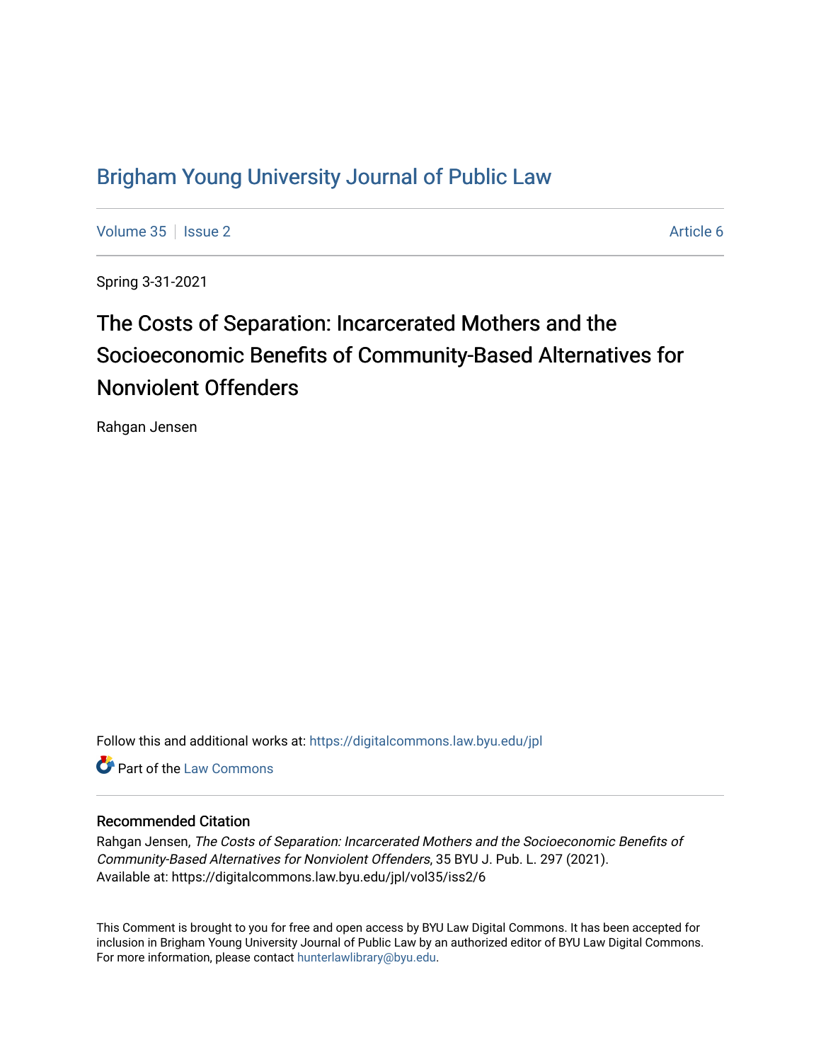# Brigham Young University Journal of Public Law

Volume 35 | Issue 2 | Article 6

Spring 3-31-2021

## The Costs of Separation: Incarcerated Mothers and the Socioeconomic Benefits of Community-Based Alternatives for Nonviolent Offenders

Rahgan Jensen

Follow this and additional works at: https://digitalcommons.law.byu.edu/jpl

Part of the Law Commons

### Recommended Citation

Rahgan Jensen, *The Costs of Separation: Incarcerated Mothers and the Socioeconomic Benefits of Community-Based Alternatives for Nonviolent Offenders*, 35 BYU J. Pub. L. 297 (2021).
Available at: https://digitalcommons.law.byu.edu/jpl/vol35/iss2/6

This Comment is brought to you for free and open access by BYU Law Digital Commons. It has been accepted for inclusion in Brigham Young University Journal of Public Law by an authorized editor of BYU Law Digital Commons. For more information, please contact hunterlawlibrary@byu.edu.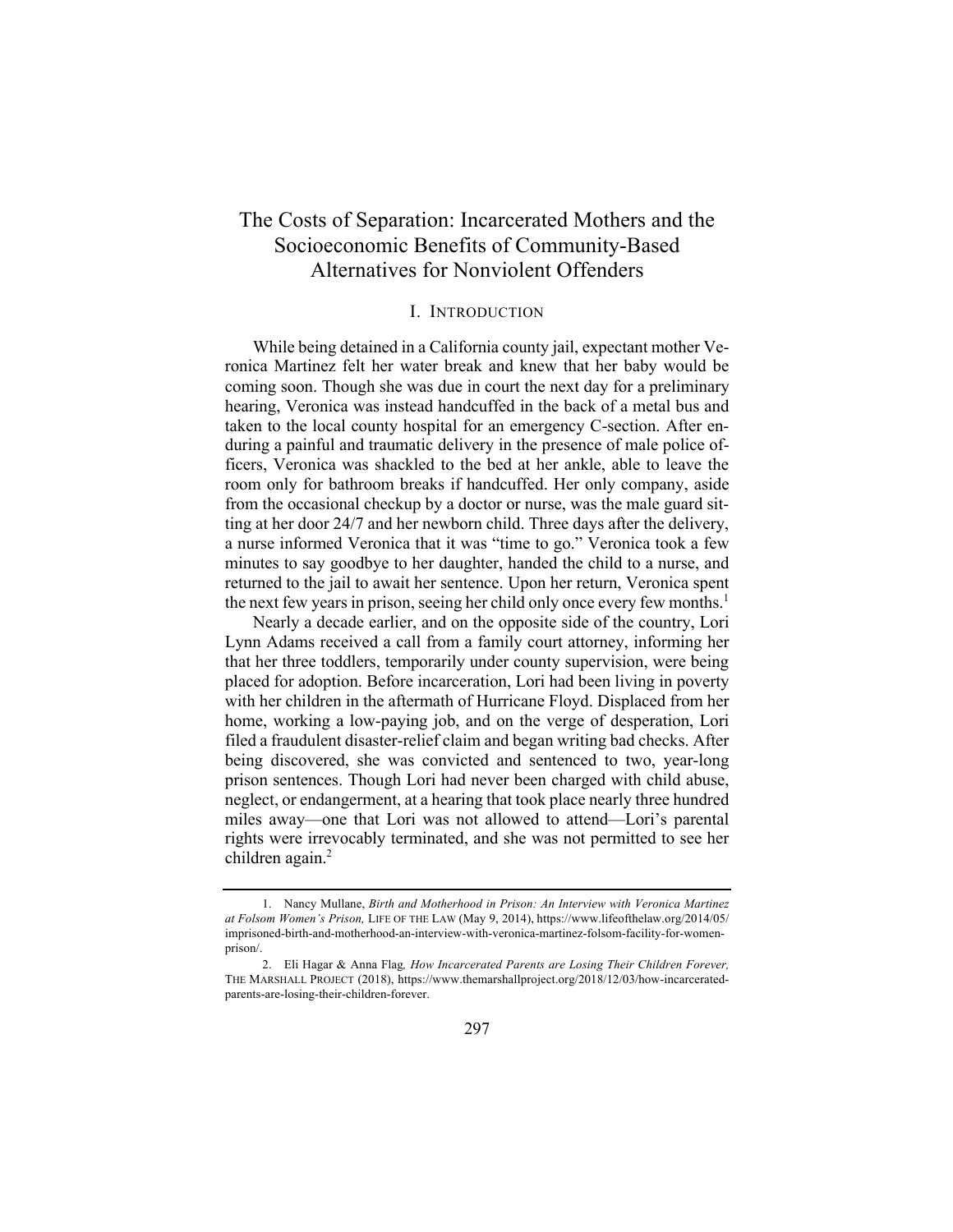# The Costs of Separation: Incarcerated Mothers and the Socioeconomic Benefits of Community-Based Alternatives for Nonviolent Offenders

## I. INTRODUCTION

While being detained in a California county jail, expectant mother Veronica Martinez felt her water break and knew that her baby would be coming soon. Though she was due in court the next day for a preliminary hearing, Veronica was instead handcuffed in the back of a metal bus and taken to the local county hospital for an emergency C-section. After enduring a painful and traumatic delivery in the presence of male police officers, Veronica was shackled to the bed at her ankle, able to leave the room only for bathroom breaks if handcuffed. Her only company, aside from the occasional checkup by a doctor or nurse, was the male guard sitting at her door 24/7 and her newborn child. Three days after the delivery, a nurse informed Veronica that it was "time to go." Veronica took a few minutes to say goodbye to her daughter, handed the child to a nurse, and returned to the jail to await her sentence. Upon her return, Veronica spent the next few years in prison, seeing her child only once every few months.[1]

Nearly a decade earlier, and on the opposite side of the country, Lori Lynn Adams received a call from a family court attorney, informing her that her three toddlers, temporarily under county supervision, were being placed for adoption. Before incarceration, Lori had been living in poverty with her children in the aftermath of Hurricane Floyd. Displaced from her home, working a low-paying job, and on the verge of desperation, Lori filed a fraudulent disaster-relief claim and began writing bad checks. After being discovered, she was convicted and sentenced to two, year-long prison sentences. Though Lori had never been charged with child abuse, neglect, or endangerment, at a hearing that took place nearly three hundred miles away—one that Lori was not allowed to attend—Lori's parental rights were irrevocably terminated, and she was not permitted to see her children again.[2]

---

1. Nancy Mullane, *Birth and Motherhood in Prison: An Interview with Veronica Martinez at Folsom Women's Prison,* LIFE OF THE LAW (May 9, 2014), https://www.lifeofthelaw.org/2014/05/imprisoned-birth-and-motherhood-an-interview-with-veronica-martinez-folsom-facility-for-women-prison/.

2. Eli Hagar & Anna Flag*, How Incarcerated Parents are Losing Their Children Forever,* THE MARSHALL PROJECT (2018), https://www.themarshallproject.org/2018/12/03/how-incarcerated-parents-are-losing-their-children-forever.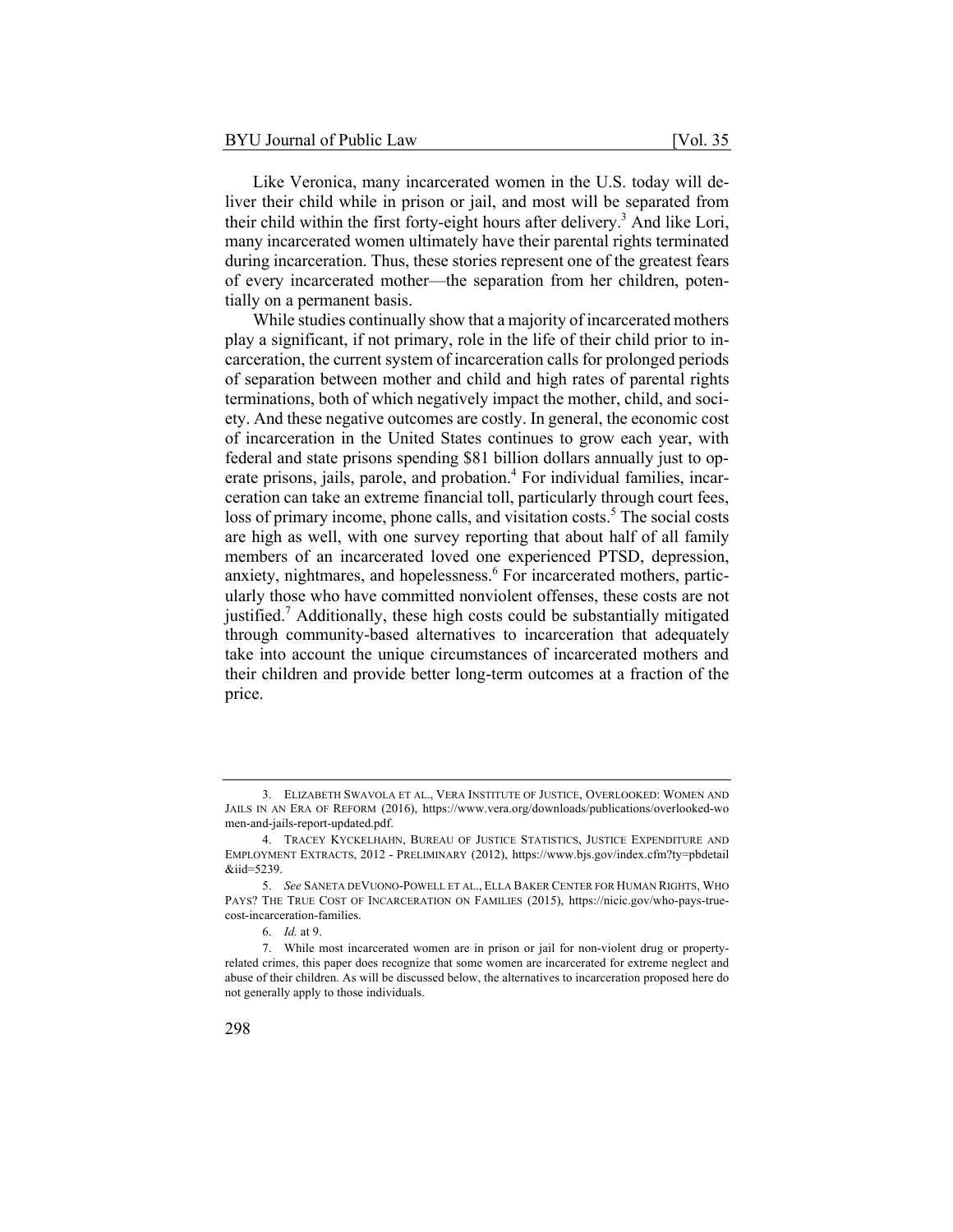Like Veronica, many incarcerated women in the U.S. today will deliver their child while in prison or jail, and most will be separated from their child within the first forty-eight hours after delivery.[3] And like Lori, many incarcerated women ultimately have their parental rights terminated during incarceration. Thus, these stories represent one of the greatest fears of every incarcerated mother—the separation from her children, potentially on a permanent basis.

While studies continually show that a majority of incarcerated mothers play a significant, if not primary, role in the life of their child prior to incarceration, the current system of incarceration calls for prolonged periods of separation between mother and child and high rates of parental rights terminations, both of which negatively impact the mother, child, and society. And these negative outcomes are costly. In general, the economic cost of incarceration in the United States continues to grow each year, with federal and state prisons spending $81 billion dollars annually just to operate prisons, jails, parole, and probation.[4] For individual families, incarceration can take an extreme financial toll, particularly through court fees, loss of primary income, phone calls, and visitation costs.[5] The social costs are high as well, with one survey reporting that about half of all family members of an incarcerated loved one experienced PTSD, depression, anxiety, nightmares, and hopelessness.[6] For incarcerated mothers, particularly those who have committed nonviolent offenses, these costs are not justified.[7] Additionally, these high costs could be substantially mitigated through community-based alternatives to incarceration that adequately take into account the unique circumstances of incarcerated mothers and their children and provide better long-term outcomes at a fraction of the price.

---

3. ELIZABETH SWAVOLA ET AL., VERA INSTITUTE OF JUSTICE, OVERLOOKED: WOMEN AND JAILS IN AN ERA OF REFORM (2016), https://www.vera.org/downloads/publications/overlooked-women-and-jails-report-updated.pdf.

4. TRACEY KYCKELHAHN, BUREAU OF JUSTICE STATISTICS, JUSTICE EXPENDITURE AND EMPLOYMENT EXTRACTS, 2012 - PRELIMINARY (2012), https://www.bjs.gov/index.cfm?ty=pbdetail&iid=5239.

5. *See* SANETA DEVUONO-POWELL ET AL., ELLA BAKER CENTER FOR HUMAN RIGHTS, WHO PAYS? THE TRUE COST OF INCARCERATION ON FAMILIES (2015), https://nicic.gov/who-pays-true-cost-incarceration-families.

6. *Id.* at 9.

7. While most incarcerated women are in prison or jail for non-violent drug or property-related crimes, this paper does recognize that some women are incarcerated for extreme neglect and abuse of their children. As will be discussed below, the alternatives to incarceration proposed here do not generally apply to those individuals.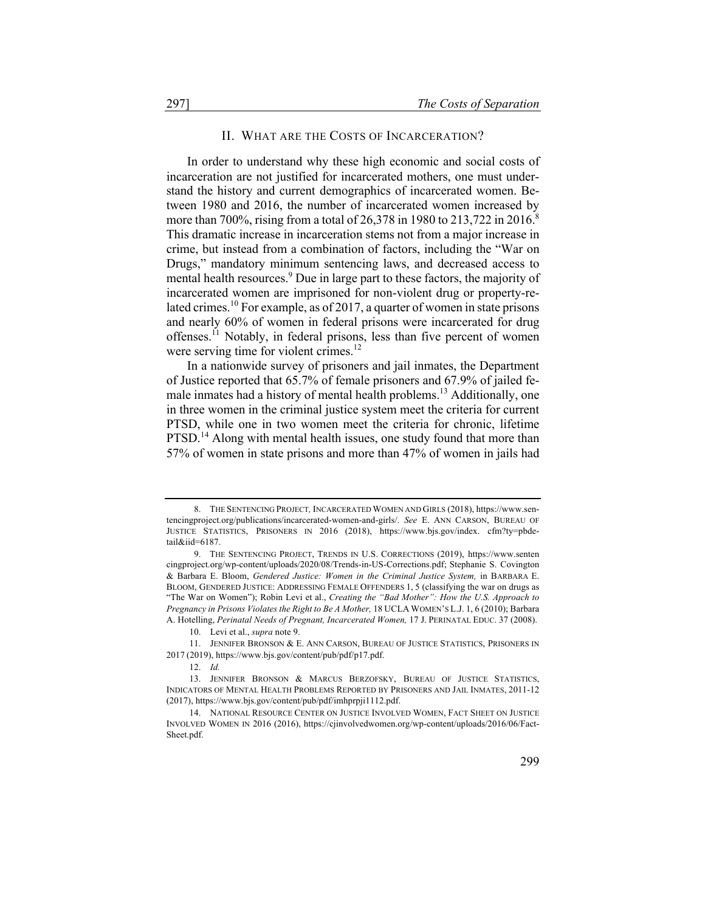## II. WHAT ARE THE COSTS OF INCARCERATION?

In order to understand why these high economic and social costs of incarceration are not justified for incarcerated mothers, one must understand the history and current demographics of incarcerated women. Between 1980 and 2016, the number of incarcerated women increased by more than 700%, rising from a total of 26,378 in 1980 to 213,722 in 2016.[8] This dramatic increase in incarceration stems not from a major increase in crime, but instead from a combination of factors, including the "War on Drugs," mandatory minimum sentencing laws, and decreased access to mental health resources.[9] Due in large part to these factors, the majority of incarcerated women are imprisoned for non-violent drug or property-related crimes.[10] For example, as of 2017, a quarter of women in state prisons and nearly 60% of women in federal prisons were incarcerated for drug offenses.[11] Notably, in federal prisons, less than five percent of women were serving time for violent crimes.[12]

In a nationwide survey of prisoners and jail inmates, the Department of Justice reported that 65.7% of female prisoners and 67.9% of jailed female inmates had a history of mental health problems.[13] Additionally, one in three women in the criminal justice system meet the criteria for current PTSD, while one in two women meet the criteria for chronic, lifetime PTSD.[14] Along with mental health issues, one study found that more than 57% of women in state prisons and more than 47% of women in jails had

---

8. THE SENTENCING PROJECT, INCARCERATED WOMEN AND GIRLS (2018), https://www.sentencingproject.org/publications/incarcerated-women-and-girls/. *See* E. ANN CARSON, BUREAU OF JUSTICE STATISTICS, PRISONERS IN 2016 (2018), https://www.bjs.gov/index. cfm?ty=pbdetail&iid=6187.

9. THE SENTENCING PROJECT, TRENDS IN U.S. CORRECTIONS (2019), https://www.sentencingproject.org/wp-content/uploads/2020/08/Trends-in-US-Corrections.pdf; Stephanie S. Covington & Barbara E. Bloom, *Gendered Justice: Women in the Criminal Justice System,* in BARBARA E. BLOOM, GENDERED JUSTICE: ADDRESSING FEMALE OFFENDERS 1, 5 (classifying the war on drugs as "The War on Women"); Robin Levi et al., *Creating the "Bad Mother": How the U.S. Approach to Pregnancy in Prisons Violates the Right to Be A Mother,* 18 UCLA WOMEN'S L.J. 1, 6 (2010); Barbara A. Hotelling, *Perinatal Needs of Pregnant, Incarcerated Women,* 17 J. PERINATAL EDUC. 37 (2008).

10. Levi et al., *supra* note 9.

11. JENNIFER BRONSON & E. ANN CARSON, BUREAU OF JUSTICE STATISTICS, PRISONERS IN 2017 (2019), https://www.bjs.gov/content/pub/pdf/p17.pdf.

12. *Id.*

13. JENNIFER BRONSON & MARCUS BERZOFSKY, BUREAU OF JUSTICE STATISTICS, INDICATORS OF MENTAL HEALTH PROBLEMS REPORTED BY PRISONERS AND JAIL INMATES, 2011-12 (2017), https://www.bjs.gov/content/pub/pdf/imhprpji1112.pdf.

14. NATIONAL RESOURCE CENTER ON JUSTICE INVOLVED WOMEN, FACT SHEET ON JUSTICE INVOLVED WOMEN IN 2016 (2016), https://cjinvolvedwomen.org/wp-content/uploads/2016/06/Fact-Sheet.pdf.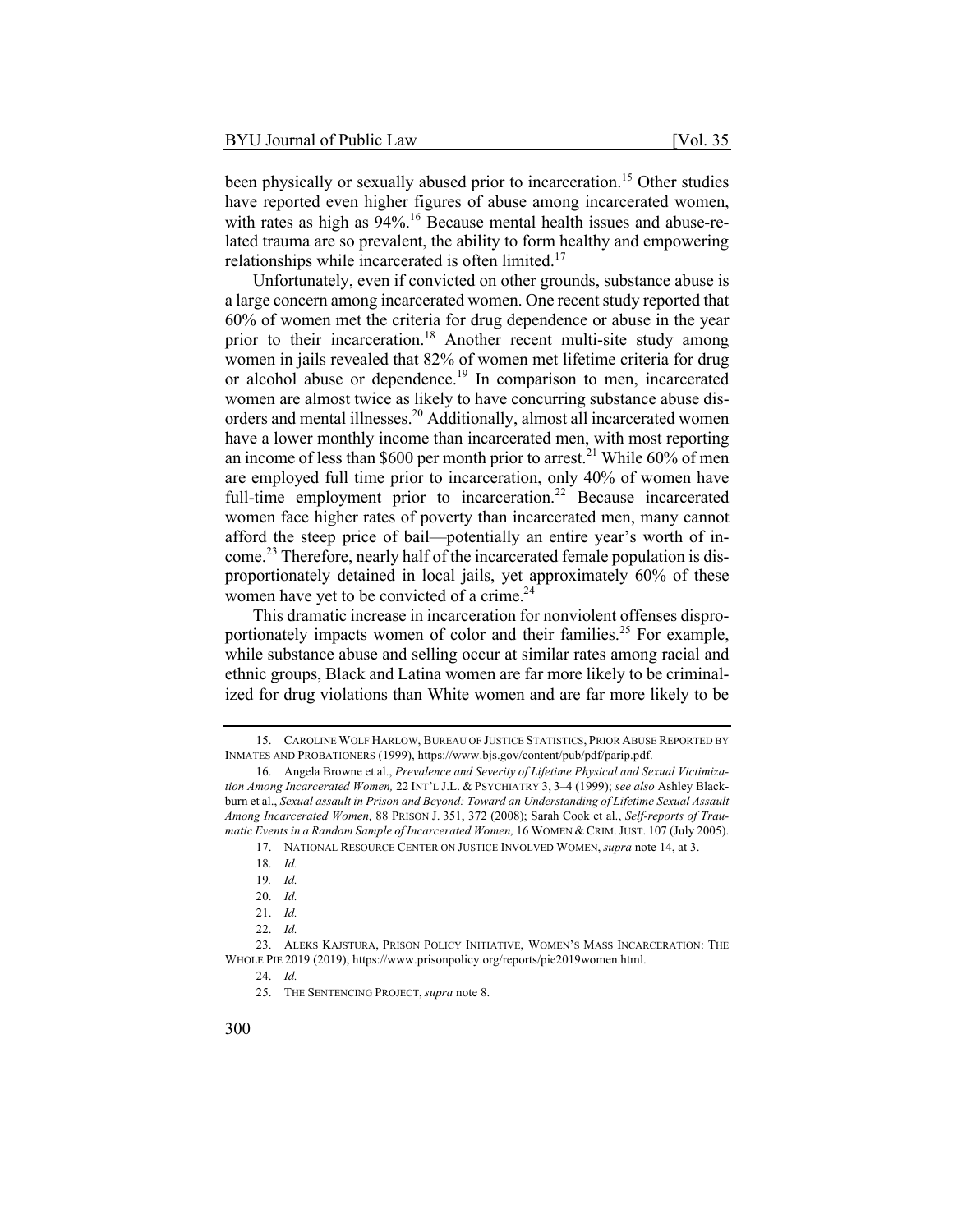been physically or sexually abused prior to incarceration.[15] Other studies have reported even higher figures of abuse among incarcerated women, with rates as high as 94%.[16] Because mental health issues and abuse-related trauma are so prevalent, the ability to form healthy and empowering relationships while incarcerated is often limited.[17]

Unfortunately, even if convicted on other grounds, substance abuse is a large concern among incarcerated women. One recent study reported that 60% of women met the criteria for drug dependence or abuse in the year prior to their incarceration.[18] Another recent multi-site study among women in jails revealed that 82% of women met lifetime criteria for drug or alcohol abuse or dependence.[19] In comparison to men, incarcerated women are almost twice as likely to have concurring substance abuse disorders and mental illnesses.[20] Additionally, almost all incarcerated women have a lower monthly income than incarcerated men, with most reporting an income of less than $600 per month prior to arrest.[21] While 60% of men are employed full time prior to incarceration, only 40% of women have full-time employment prior to incarceration.[22] Because incarcerated women face higher rates of poverty than incarcerated men, many cannot afford the steep price of bail—potentially an entire year's worth of income.[23] Therefore, nearly half of the incarcerated female population is disproportionately detained in local jails, yet approximately 60% of these women have yet to be convicted of a crime.[24]

This dramatic increase in incarceration for nonviolent offenses disproportionately impacts women of color and their families.[25] For example, while substance abuse and selling occur at similar rates among racial and ethnic groups, Black and Latina women are far more likely to be criminalized for drug violations than White women and are far more likely to be

---

15. CAROLINE WOLF HARLOW, BUREAU OF JUSTICE STATISTICS, PRIOR ABUSE REPORTED BY INMATES AND PROBATIONERS (1999), https://www.bjs.gov/content/pub/pdf/parip.pdf.

16. Angela Browne et al., *Prevalence and Severity of Lifetime Physical and Sexual Victimization Among Incarcerated Women,* 22 INT'L J.L. & PSYCHIATRY 3, 3–4 (1999); *see also* Ashley Blackburn et al., *Sexual assault in Prison and Beyond: Toward an Understanding of Lifetime Sexual Assault Among Incarcerated Women,* 88 PRISON J. 351, 372 (2008); Sarah Cook et al., *Self-reports of Traumatic Events in a Random Sample of Incarcerated Women,* 16 WOMEN & CRIM. JUST. 107 (July 2005).

17. NATIONAL RESOURCE CENTER ON JUSTICE INVOLVED WOMEN, *supra* note 14, at 3.

18. *Id.*

19. *Id.*

20. *Id.*

21. *Id.*

22. *Id.*

23. ALEKS KAJSTURA, PRISON POLICY INITIATIVE, WOMEN'S MASS INCARCERATION: THE WHOLE PIE 2019 (2019), https://www.prisonpolicy.org/reports/pie2019women.html.

24. *Id.*

25. THE SENTENCING PROJECT, *supra* note 8.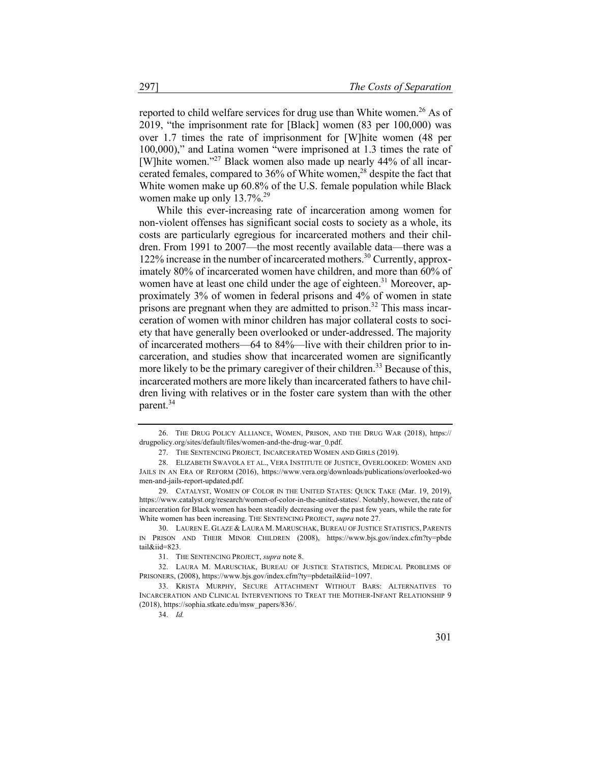reported to child welfare services for drug use than White women.[26] As of 2019, "the imprisonment rate for [Black] women (83 per 100,000) was over 1.7 times the rate of imprisonment for [W]hite women (48 per 100,000)," and Latina women "were imprisoned at 1.3 times the rate of [W]hite women."[27] Black women also made up nearly 44% of all incarcerated females, compared to 36% of White women,[28] despite the fact that White women make up 60.8% of the U.S. female population while Black women make up only 13.7%.[29]

While this ever-increasing rate of incarceration among women for non-violent offenses has significant social costs to society as a whole, its costs are particularly egregious for incarcerated mothers and their children. From 1991 to 2007—the most recently available data—there was a 122% increase in the number of incarcerated mothers.[30] Currently, approximately 80% of incarcerated women have children, and more than 60% of women have at least one child under the age of eighteen.[31] Moreover, approximately 3% of women in federal prisons and 4% of women in state prisons are pregnant when they are admitted to prison.[32] This mass incarceration of women with minor children has major collateral costs to society that have generally been overlooked or under-addressed. The majority of incarcerated mothers—64 to 84%—live with their children prior to incarceration, and studies show that incarcerated women are significantly more likely to be the primary caregiver of their children.[33] Because of this, incarcerated mothers are more likely than incarcerated fathers to have children living with relatives or in the foster care system than with the other parent.[34]

---

26. THE DRUG POLICY ALLIANCE, WOMEN, PRISON, AND THE DRUG WAR (2018), https://drugpolicy.org/sites/default/files/women-and-the-drug-war_0.pdf.

27. THE SENTENCING PROJECT, INCARCERATED WOMEN AND GIRLS (2019).

28. ELIZABETH SWAVOLA ET AL., VERA INSTITUTE OF JUSTICE, OVERLOOKED: WOMEN AND JAILS IN AN ERA OF REFORM (2016), https://www.vera.org/downloads/publications/overlooked-women-and-jails-report-updated.pdf.

29. CATALYST, WOMEN OF COLOR IN THE UNITED STATES: QUICK TAKE (Mar. 19, 2019), https://www.catalyst.org/research/women-of-color-in-the-united-states/. Notably, however, the rate of incarceration for Black women has been steadily decreasing over the past few years, while the rate for White women has been increasing. THE SENTENCING PROJECT, *supra* note 27.

30. LAUREN E. GLAZE & LAURA M. MARUSCHAK, BUREAU OF JUSTICE STATISTICS, PARENTS IN PRISON AND THEIR MINOR CHILDREN (2008), https://www.bjs.gov/index.cfm?ty=pbdetail&iid=823.

31. THE SENTENCING PROJECT, *supra* note 8.

32. LAURA M. MARUSCHAK, BUREAU OF JUSTICE STATISTICS, MEDICAL PROBLEMS OF PRISONERS, (2008), https://www.bjs.gov/index.cfm?ty=pbdetail&iid=1097.

33. KRISTA MURPHY, SECURE ATTACHMENT WITHOUT BARS: ALTERNATIVES TO INCARCERATION AND CLINICAL INTERVENTIONS TO TREAT THE MOTHER-INFANT RELATIONSHIP 9 (2018), https://sophia.stkate.edu/msw_papers/836/.

34. *Id.*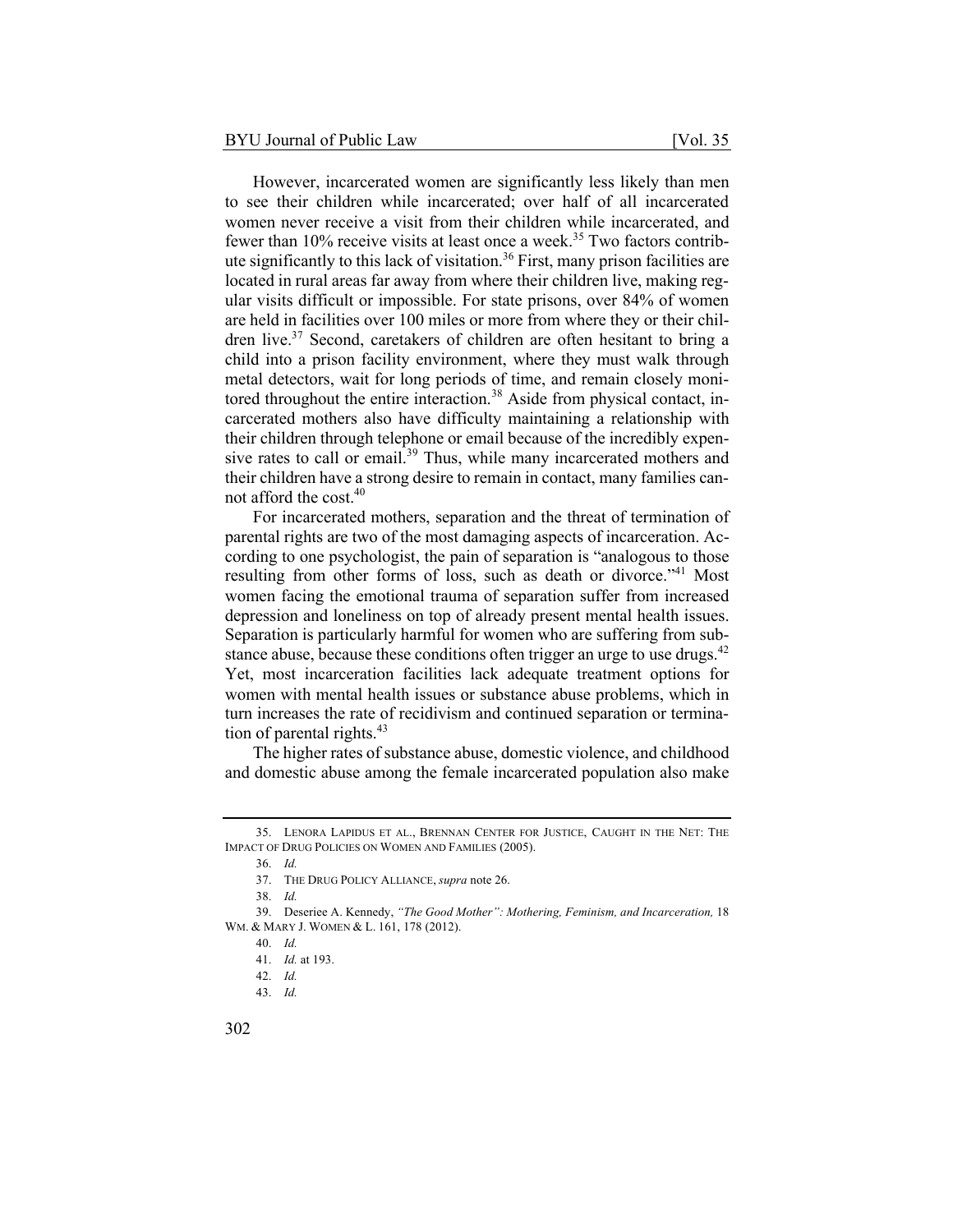However, incarcerated women are significantly less likely than men to see their children while incarcerated; over half of all incarcerated women never receive a visit from their children while incarcerated, and fewer than 10% receive visits at least once a week.[35] Two factors contribute significantly to this lack of visitation.[36] First, many prison facilities are located in rural areas far away from where their children live, making regular visits difficult or impossible. For state prisons, over 84% of women are held in facilities over 100 miles or more from where they or their children live.[37] Second, caretakers of children are often hesitant to bring a child into a prison facility environment, where they must walk through metal detectors, wait for long periods of time, and remain closely monitored throughout the entire interaction.[38] Aside from physical contact, incarcerated mothers also have difficulty maintaining a relationship with their children through telephone or email because of the incredibly expensive rates to call or email.[39] Thus, while many incarcerated mothers and their children have a strong desire to remain in contact, many families cannot afford the cost.[40]

For incarcerated mothers, separation and the threat of termination of parental rights are two of the most damaging aspects of incarceration. According to one psychologist, the pain of separation is "analogous to those resulting from other forms of loss, such as death or divorce."[41] Most women facing the emotional trauma of separation suffer from increased depression and loneliness on top of already present mental health issues. Separation is particularly harmful for women who are suffering from substance abuse, because these conditions often trigger an urge to use drugs.[42] Yet, most incarceration facilities lack adequate treatment options for women with mental health issues or substance abuse problems, which in turn increases the rate of recidivism and continued separation or termination of parental rights.[43]

The higher rates of substance abuse, domestic violence, and childhood and domestic abuse among the female incarcerated population also make

---

35. LENORA LAPIDUS ET AL., BRENNAN CENTER FOR JUSTICE, CAUGHT IN THE NET: THE IMPACT OF DRUG POLICIES ON WOMEN AND FAMILIES (2005).

36. *Id.*

37. THE DRUG POLICY ALLIANCE, *supra* note 26.

38. *Id.*

39. Deseriee A. Kennedy, *"The Good Mother": Mothering, Feminism, and Incarceration,* 18 WM. & MARY J. WOMEN & L. 161, 178 (2012).

40. *Id.*

41. *Id.* at 193.

42. *Id.*

43. *Id.*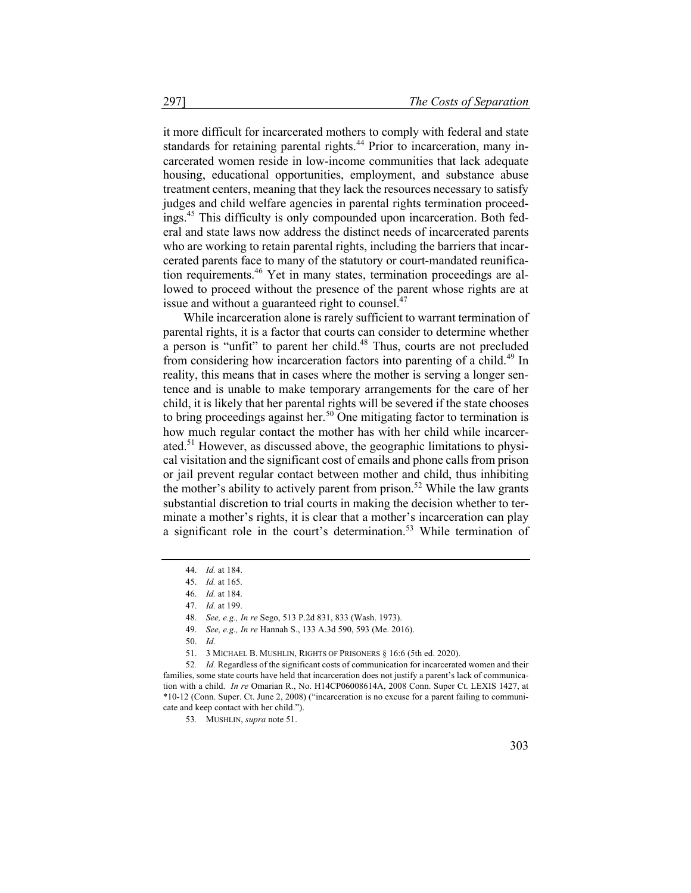it more difficult for incarcerated mothers to comply with federal and state standards for retaining parental rights.[44] Prior to incarceration, many incarcerated women reside in low-income communities that lack adequate housing, educational opportunities, employment, and substance abuse treatment centers, meaning that they lack the resources necessary to satisfy judges and child welfare agencies in parental rights termination proceedings.[45] This difficulty is only compounded upon incarceration. Both federal and state laws now address the distinct needs of incarcerated parents who are working to retain parental rights, including the barriers that incarcerated parents face to many of the statutory or court-mandated reunification requirements.[46] Yet in many states, termination proceedings are allowed to proceed without the presence of the parent whose rights are at issue and without a guaranteed right to counsel.[47]

While incarceration alone is rarely sufficient to warrant termination of parental rights, it is a factor that courts can consider to determine whether a person is "unfit" to parent her child.[48] Thus, courts are not precluded from considering how incarceration factors into parenting of a child.[49] In reality, this means that in cases where the mother is serving a longer sentence and is unable to make temporary arrangements for the care of her child, it is likely that her parental rights will be severed if the state chooses to bring proceedings against her.[50] One mitigating factor to termination is how much regular contact the mother has with her child while incarcerated.[51] However, as discussed above, the geographic limitations to physical visitation and the significant cost of emails and phone calls from prison or jail prevent regular contact between mother and child, thus inhibiting the mother's ability to actively parent from prison.[52] While the law grants substantial discretion to trial courts in making the decision whether to terminate a mother's rights, it is clear that a mother's incarceration can play a significant role in the court's determination.[53] While termination of

---

44. *Id.* at 184.

45. *Id.* at 165.

46. *Id.* at 184.

47. *Id.* at 199.

48. *See, e.g., In re* Sego, 513 P.2d 831, 833 (Wash. 1973).

49. *See, e.g., In re* Hannah S., 133 A.3d 590, 593 (Me. 2016).

50. *Id.*

51. 3 MICHAEL B. MUSHLIN, RIGHTS OF PRISONERS § 16:6 (5th ed. 2020).

52. *Id.* Regardless of the significant costs of communication for incarcerated women and their families, some state courts have held that incarceration does not justify a parent's lack of communication with a child. *In re* Omarian R., No. H14CP06008614A, 2008 Conn. Super Ct. LEXIS 1427, at *10-12 (Conn. Super. Ct. June 2, 2008) ("incarceration is no excuse for a parent failing to communicate and keep contact with her child.").

53. MUSHLIN, *supra* note 51.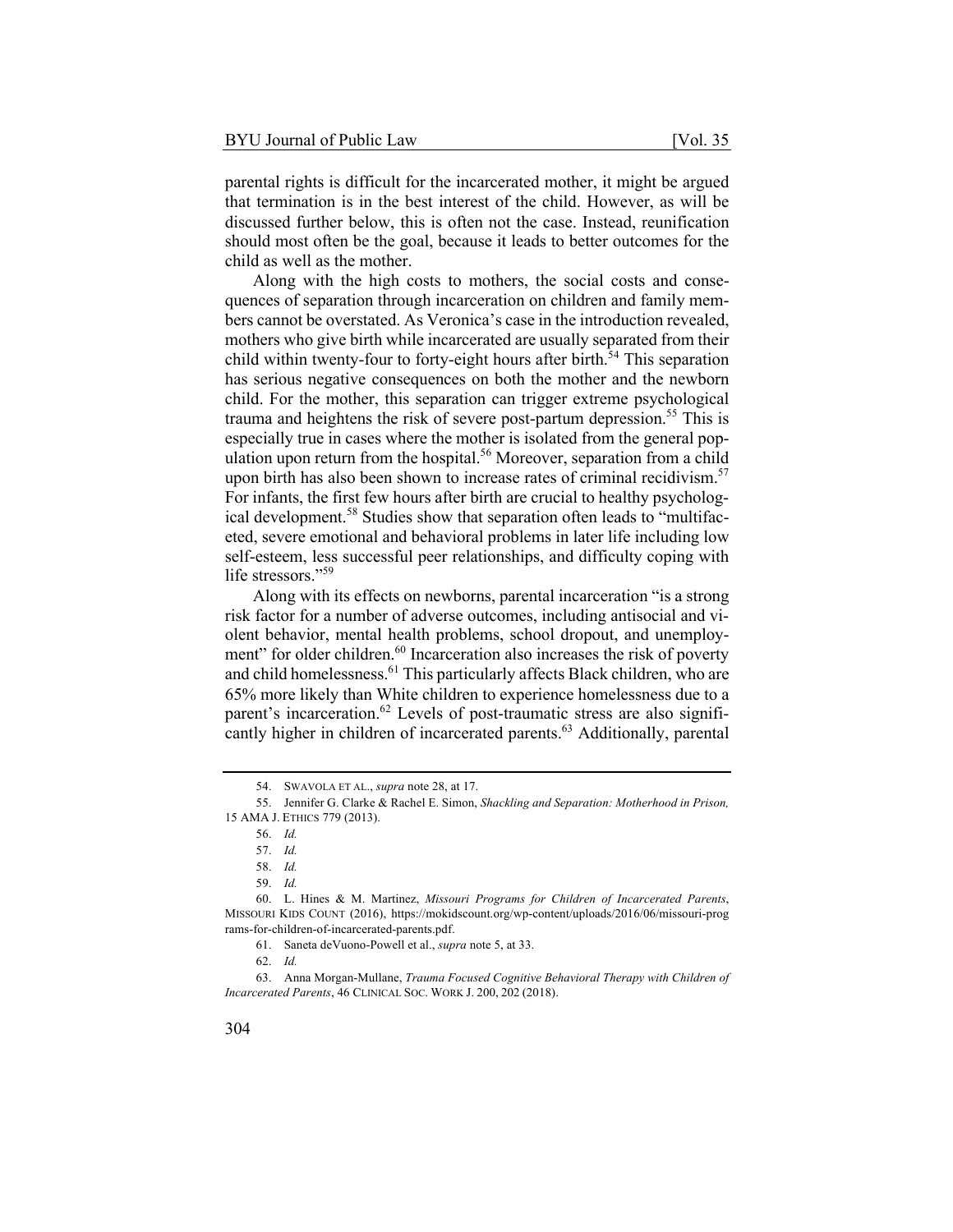parental rights is difficult for the incarcerated mother, it might be argued that termination is in the best interest of the child. However, as will be discussed further below, this is often not the case. Instead, reunification should most often be the goal, because it leads to better outcomes for the child as well as the mother.

Along with the high costs to mothers, the social costs and consequences of separation through incarceration on children and family members cannot be overstated. As Veronica's case in the introduction revealed, mothers who give birth while incarcerated are usually separated from their child within twenty-four to forty-eight hours after birth.[54] This separation has serious negative consequences on both the mother and the newborn child. For the mother, this separation can trigger extreme psychological trauma and heightens the risk of severe post-partum depression.[55] This is especially true in cases where the mother is isolated from the general population upon return from the hospital.[56] Moreover, separation from a child upon birth has also been shown to increase rates of criminal recidivism.[57] For infants, the first few hours after birth are crucial to healthy psychological development.[58] Studies show that separation often leads to "multifaceted, severe emotional and behavioral problems in later life including low self-esteem, less successful peer relationships, and difficulty coping with life stressors."[59]

Along with its effects on newborns, parental incarceration "is a strong risk factor for a number of adverse outcomes, including antisocial and violent behavior, mental health problems, school dropout, and unemployment" for older children.[60] Incarceration also increases the risk of poverty and child homelessness.[61] This particularly affects Black children, who are 65% more likely than White children to experience homelessness due to a parent's incarceration.[62] Levels of post-traumatic stress are also significantly higher in children of incarcerated parents.[63] Additionally, parental

---

54. SWAVOLA ET AL., *supra* note 28, at 17.

55. Jennifer G. Clarke & Rachel E. Simon, *Shackling and Separation: Motherhood in Prison,* 15 AMA J. ETHICS 779 (2013).

56. *Id.*

57. *Id.*

58. *Id.*

59. *Id.*

60. L. Hines & M. Martinez, *Missouri Programs for Children of Incarcerated Parents*, MISSOURI KIDS COUNT (2016), https://mokidscount.org/wp-content/uploads/2016/06/missouri-programs-for-children-of-incarcerated-parents.pdf.

61. Saneta deVuono-Powell et al., *supra* note 5, at 33.

62. *Id.*

63. Anna Morgan-Mullane, *Trauma Focused Cognitive Behavioral Therapy with Children of Incarcerated Parents*, 46 CLINICAL SOC. WORK J. 200, 202 (2018).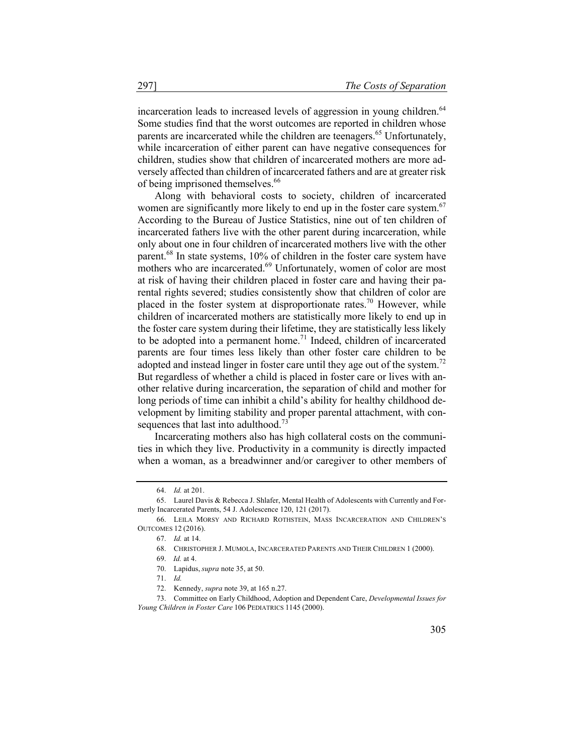incarceration leads to increased levels of aggression in young children.[64] Some studies find that the worst outcomes are reported in children whose parents are incarcerated while the children are teenagers.[65] Unfortunately, while incarceration of either parent can have negative consequences for children, studies show that children of incarcerated mothers are more adversely affected than children of incarcerated fathers and are at greater risk of being imprisoned themselves.[66]

Along with behavioral costs to society, children of incarcerated women are significantly more likely to end up in the foster care system.[67] According to the Bureau of Justice Statistics, nine out of ten children of incarcerated fathers live with the other parent during incarceration, while only about one in four children of incarcerated mothers live with the other parent.[68] In state systems, 10% of children in the foster care system have mothers who are incarcerated.[69] Unfortunately, women of color are most at risk of having their children placed in foster care and having their parental rights severed; studies consistently show that children of color are placed in the foster system at disproportionate rates.[70] However, while children of incarcerated mothers are statistically more likely to end up in the foster care system during their lifetime, they are statistically less likely to be adopted into a permanent home.[71] Indeed, children of incarcerated parents are four times less likely than other foster care children to be adopted and instead linger in foster care until they age out of the system.[72] But regardless of whether a child is placed in foster care or lives with another relative during incarceration, the separation of child and mother for long periods of time can inhibit a child's ability for healthy childhood development by limiting stability and proper parental attachment, with consequences that last into adulthood.[73]

Incarcerating mothers also has high collateral costs on the communities in which they live. Productivity in a community is directly impacted when a woman, as a breadwinner and/or caregiver to other members of

---

64. *Id.* at 201.

65. Laurel Davis & Rebecca J. Shlafer, Mental Health of Adolescents with Currently and Formerly Incarcerated Parents, 54 J. Adolescence 120, 121 (2017).

66. LEILA MORSY AND RICHARD ROTHSTEIN, MASS INCARCERATION AND CHILDREN'S OUTCOMES 12 (2016).

67. *Id.* at 14.

68. CHRISTOPHER J. MUMOLA, INCARCERATED PARENTS AND THEIR CHILDREN 1 (2000).

69. *Id.* at 4.

70. Lapidus, *supra* note 35, at 50.

71. *Id.*

72. Kennedy, *supra* note 39, at 165 n.27.

73. Committee on Early Childhood, Adoption and Dependent Care, *Developmental Issues for Young Children in Foster Care* 106 PEDIATRICS 1145 (2000).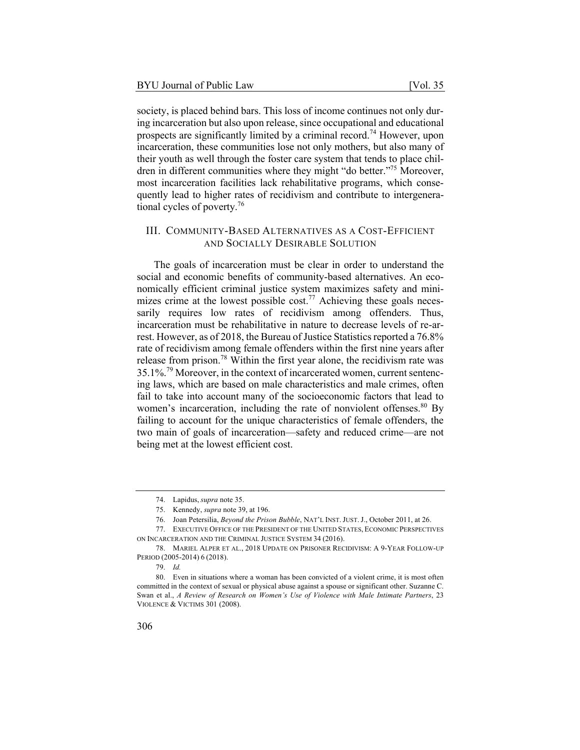society, is placed behind bars. This loss of income continues not only during incarceration but also upon release, since occupational and educational prospects are significantly limited by a criminal record.[74] However, upon incarceration, these communities lose not only mothers, but also many of their youth as well through the foster care system that tends to place children in different communities where they might "do better."[75] Moreover, most incarceration facilities lack rehabilitative programs, which consequently lead to higher rates of recidivism and contribute to intergenerational cycles of poverty.[76]

## III. Community-Based Alternatives as a Cost-Efficient and Socially Desirable Solution

The goals of incarceration must be clear in order to understand the social and economic benefits of community-based alternatives. An economically efficient criminal justice system maximizes safety and minimizes crime at the lowest possible cost.[77] Achieving these goals necessarily requires low rates of recidivism among offenders. Thus, incarceration must be rehabilitative in nature to decrease levels of re-arrest. However, as of 2018, the Bureau of Justice Statistics reported a 76.8% rate of recidivism among female offenders within the first nine years after release from prison.[78] Within the first year alone, the recidivism rate was 35.1%.[79] Moreover, in the context of incarcerated women, current sentencing laws, which are based on male characteristics and male crimes, often fail to take into account many of the socioeconomic factors that lead to women's incarceration, including the rate of nonviolent offenses.[80] By failing to account for the unique characteristics of female offenders, the two main of goals of incarceration—safety and reduced crime—are not being met at the lowest efficient cost.

---

74. Lapidus, *supra* note 35.

75. Kennedy, *supra* note 39, at 196.

76. Joan Petersilia, *Beyond the Prison Bubble*, NAT'L INST. JUST. J., October 2011, at 26.

77. EXECUTIVE OFFICE OF THE PRESIDENT OF THE UNITED STATES, ECONOMIC PERSPECTIVES ON INCARCERATION AND THE CRIMINAL JUSTICE SYSTEM 34 (2016).

78. MARIEL ALPER ET AL., 2018 UPDATE ON PRISONER RECIDIVISM: A 9-YEAR FOLLOW-UP PERIOD (2005-2014) 6 (2018).

79. *Id.*

80. Even in situations where a woman has been convicted of a violent crime, it is most often committed in the context of sexual or physical abuse against a spouse or significant other. Suzanne C. Swan et al., *A Review of Research on Women's Use of Violence with Male Intimate Partners*, 23 VIOLENCE & VICTIMS 301 (2008).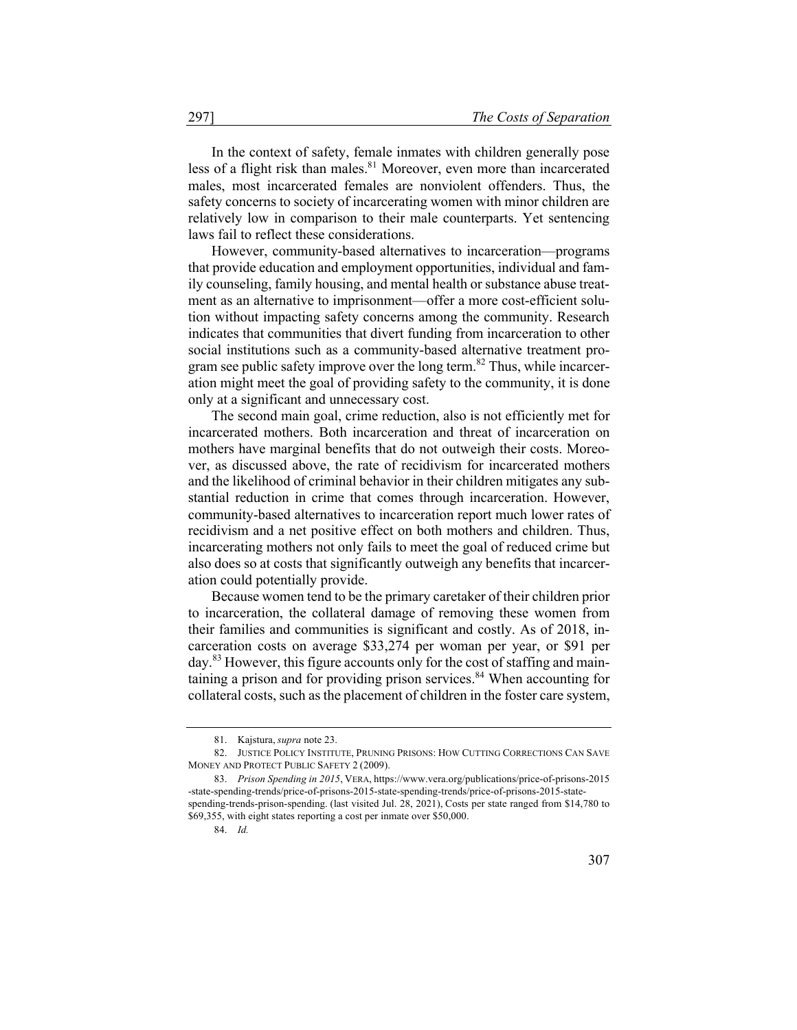In the context of safety, female inmates with children generally pose less of a flight risk than males.[81] Moreover, even more than incarcerated males, most incarcerated females are nonviolent offenders. Thus, the safety concerns to society of incarcerating women with minor children are relatively low in comparison to their male counterparts. Yet sentencing laws fail to reflect these considerations.

However, community-based alternatives to incarceration—programs that provide education and employment opportunities, individual and family counseling, family housing, and mental health or substance abuse treatment as an alternative to imprisonment—offer a more cost-efficient solution without impacting safety concerns among the community. Research indicates that communities that divert funding from incarceration to other social institutions such as a community-based alternative treatment program see public safety improve over the long term.[82] Thus, while incarceration might meet the goal of providing safety to the community, it is done only at a significant and unnecessary cost.

The second main goal, crime reduction, also is not efficiently met for incarcerated mothers. Both incarceration and threat of incarceration on mothers have marginal benefits that do not outweigh their costs. Moreover, as discussed above, the rate of recidivism for incarcerated mothers and the likelihood of criminal behavior in their children mitigates any substantial reduction in crime that comes through incarceration. However, community-based alternatives to incarceration report much lower rates of recidivism and a net positive effect on both mothers and children. Thus, incarcerating mothers not only fails to meet the goal of reduced crime but also does so at costs that significantly outweigh any benefits that incarceration could potentially provide.

Because women tend to be the primary caretaker of their children prior to incarceration, the collateral damage of removing these women from their families and communities is significant and costly. As of 2018, incarceration costs on average $33,274 per woman per year, or $91 per day.[83] However, this figure accounts only for the cost of staffing and maintaining a prison and for providing prison services.[84] When accounting for collateral costs, such as the placement of children in the foster care system,

---

81. Kajstura, *supra* note 23.

82. JUSTICE POLICY INSTITUTE, PRUNING PRISONS: HOW CUTTING CORRECTIONS CAN SAVE MONEY AND PROTECT PUBLIC SAFETY 2 (2009).

83. *Prison Spending in 2015*, VERA, https://www.vera.org/publications/price-of-prisons-2015-state-spending-trends/price-of-prisons-2015-state-spending-trends/price-of-prisons-2015-state-spending-trends-prison-spending. (last visited Jul. 28, 2021), Costs per state ranged from $14,780 to $69,355, with eight states reporting a cost per inmate over $50,000.

84. *Id.*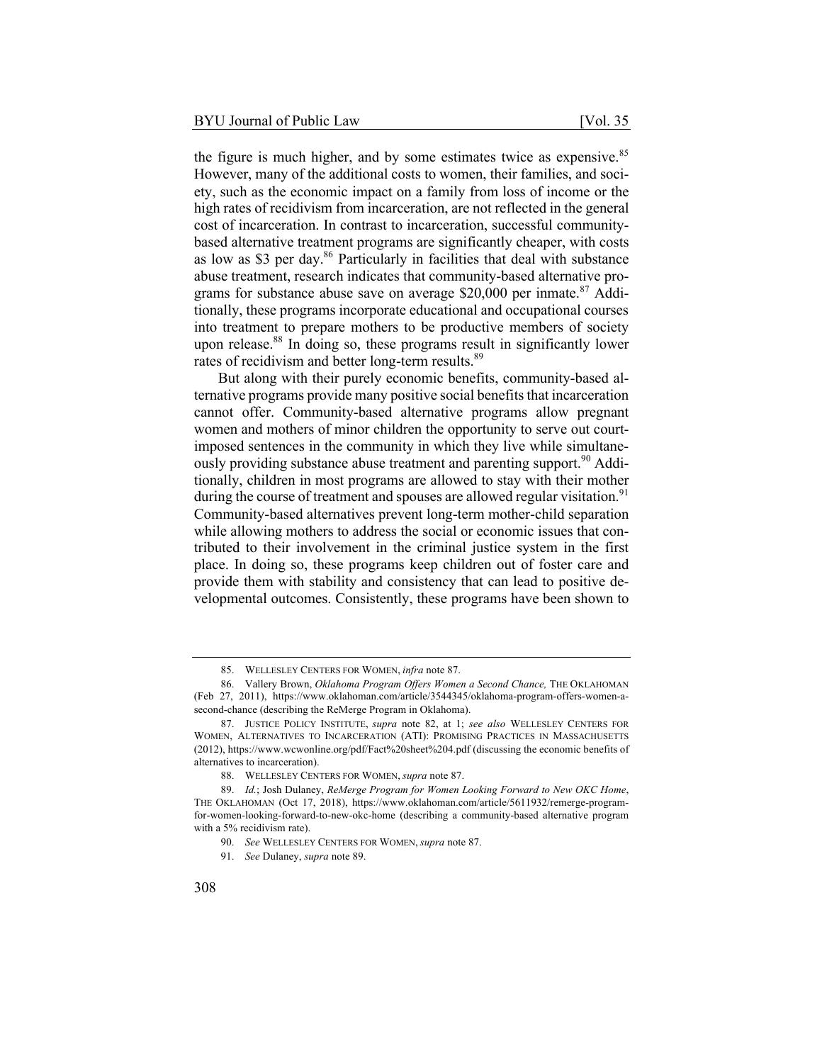the figure is much higher, and by some estimates twice as expensive.[85] However, many of the additional costs to women, their families, and society, such as the economic impact on a family from loss of income or the high rates of recidivism from incarceration, are not reflected in the general cost of incarceration. In contrast to incarceration, successful community-based alternative treatment programs are significantly cheaper, with costs as low as $3 per day.[86] Particularly in facilities that deal with substance abuse treatment, research indicates that community-based alternative programs for substance abuse save on average $20,000 per inmate.[87] Additionally, these programs incorporate educational and occupational courses into treatment to prepare mothers to be productive members of society upon release.[88] In doing so, these programs result in significantly lower rates of recidivism and better long-term results.[89]

But along with their purely economic benefits, community-based alternative programs provide many positive social benefits that incarceration cannot offer. Community-based alternative programs allow pregnant women and mothers of minor children the opportunity to serve out court-imposed sentences in the community in which they live while simultaneously providing substance abuse treatment and parenting support.[90] Additionally, children in most programs are allowed to stay with their mother during the course of treatment and spouses are allowed regular visitation.[91] Community-based alternatives prevent long-term mother-child separation while allowing mothers to address the social or economic issues that contributed to their involvement in the criminal justice system in the first place. In doing so, these programs keep children out of foster care and provide them with stability and consistency that can lead to positive developmental outcomes. Consistently, these programs have been shown to

---

85. WELLESLEY CENTERS FOR WOMEN, *infra* note 87.

86. Vallery Brown, *Oklahoma Program Offers Women a Second Chance,* THE OKLAHOMAN (Feb 27, 2011), https://www.oklahoman.com/article/3544345/oklahoma-program-offers-women-a-second-chance (describing the ReMerge Program in Oklahoma).

87. JUSTICE POLICY INSTITUTE, *supra* note 82, at 1; *see also* WELLESLEY CENTERS FOR WOMEN, ALTERNATIVES TO INCARCERATION (ATI): PROMISING PRACTICES IN MASSACHUSETTS (2012), https://www.wcwonline.org/pdf/Fact%20sheet%204.pdf (discussing the economic benefits of alternatives to incarceration).

88. WELLESLEY CENTERS FOR WOMEN, *supra* note 87.

89. *Id.*; Josh Dulaney, *ReMerge Program for Women Looking Forward to New OKC Home*, THE OKLAHOMAN (Oct 17, 2018), https://www.oklahoman.com/article/5611932/remerge-program-for-women-looking-forward-to-new-okc-home (describing a community-based alternative program with a 5% recidivism rate).

90. *See* WELLESLEY CENTERS FOR WOMEN, *supra* note 87.

91. *See* Dulaney, *supra* note 89.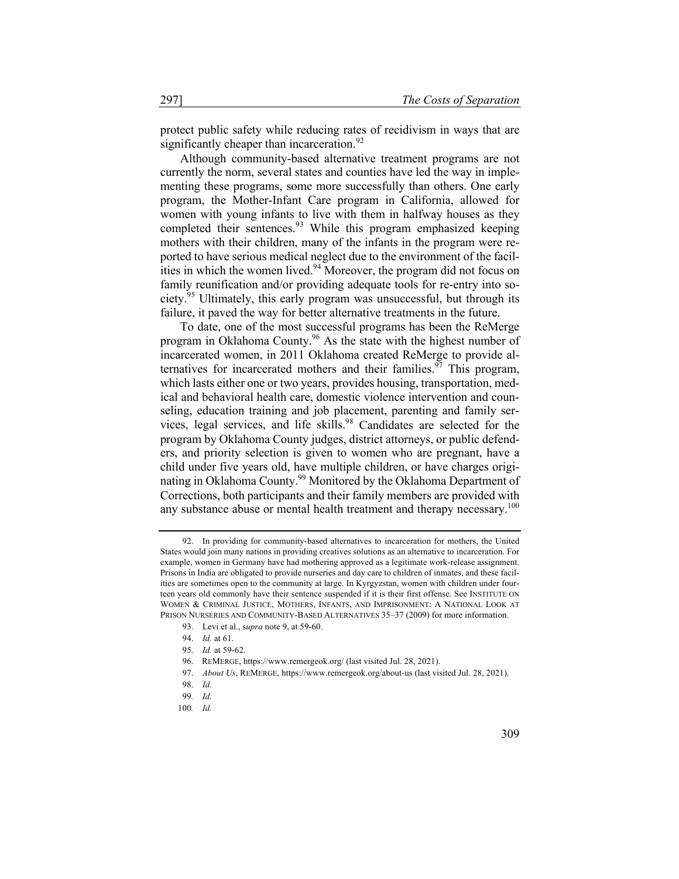protect public safety while reducing rates of recidivism in ways that are significantly cheaper than incarceration.[92]

Although community-based alternative treatment programs are not currently the norm, several states and counties have led the way in implementing these programs, some more successfully than others. One early program, the Mother-Infant Care program in California, allowed for women with young infants to live with them in halfway houses as they completed their sentences.[93] While this program emphasized keeping mothers with their children, many of the infants in the program were reported to have serious medical neglect due to the environment of the facilities in which the women lived.[94] Moreover, the program did not focus on family reunification and/or providing adequate tools for re-entry into society.[95] Ultimately, this early program was unsuccessful, but through its failure, it paved the way for better alternative treatments in the future.

To date, one of the most successful programs has been the ReMerge program in Oklahoma County.[96] As the state with the highest number of incarcerated women, in 2011 Oklahoma created ReMerge to provide alternatives for incarcerated mothers and their families.[97] This program, which lasts either one or two years, provides housing, transportation, medical and behavioral health care, domestic violence intervention and counseling, education training and job placement, parenting and family services, legal services, and life skills.[98] Candidates are selected for the program by Oklahoma County judges, district attorneys, or public defenders, and priority selection is given to women who are pregnant, have a child under five years old, have multiple children, or have charges originating in Oklahoma County.[99] Monitored by the Oklahoma Department of Corrections, both participants and their family members are provided with any substance abuse or mental health treatment and therapy necessary.[100]

---

92. In providing for community-based alternatives to incarceration for mothers, the United States would join many nations in providing creatives solutions as an alternative to incarceration. For example, women in Germany have had mothering approved as a legitimate work-release assignment. Prisons in India are obligated to provide nurseries and day care to children of inmates, and these facilities are sometimes open to the community at large. In Kyrgyzstan, women with children under fourteen years old commonly have their sentence suspended if it is their first offense. See INSTITUTE ON WOMEN & CRIMINAL JUSTICE, MOTHERS, INFANTS, AND IMPRISONMENT: A NATIONAL LOOK AT PRISON NURSERIES AND COMMUNITY-BASED ALTERNATIVES 35–37 (2009) for more information.

93. Levi et al., *supra* note 9, at 59-60.

94. *Id.* at 61.

95. *Id.* at 59-62.

96. REMERGE, https://www.remergeok.org/ (last visited Jul. 28, 2021).

97. *About Us*, REMERGE, https://www.remergeok.org/about-us (last visited Jul. 28, 2021).

98. *Id.*

99. *Id.*

100. *Id.*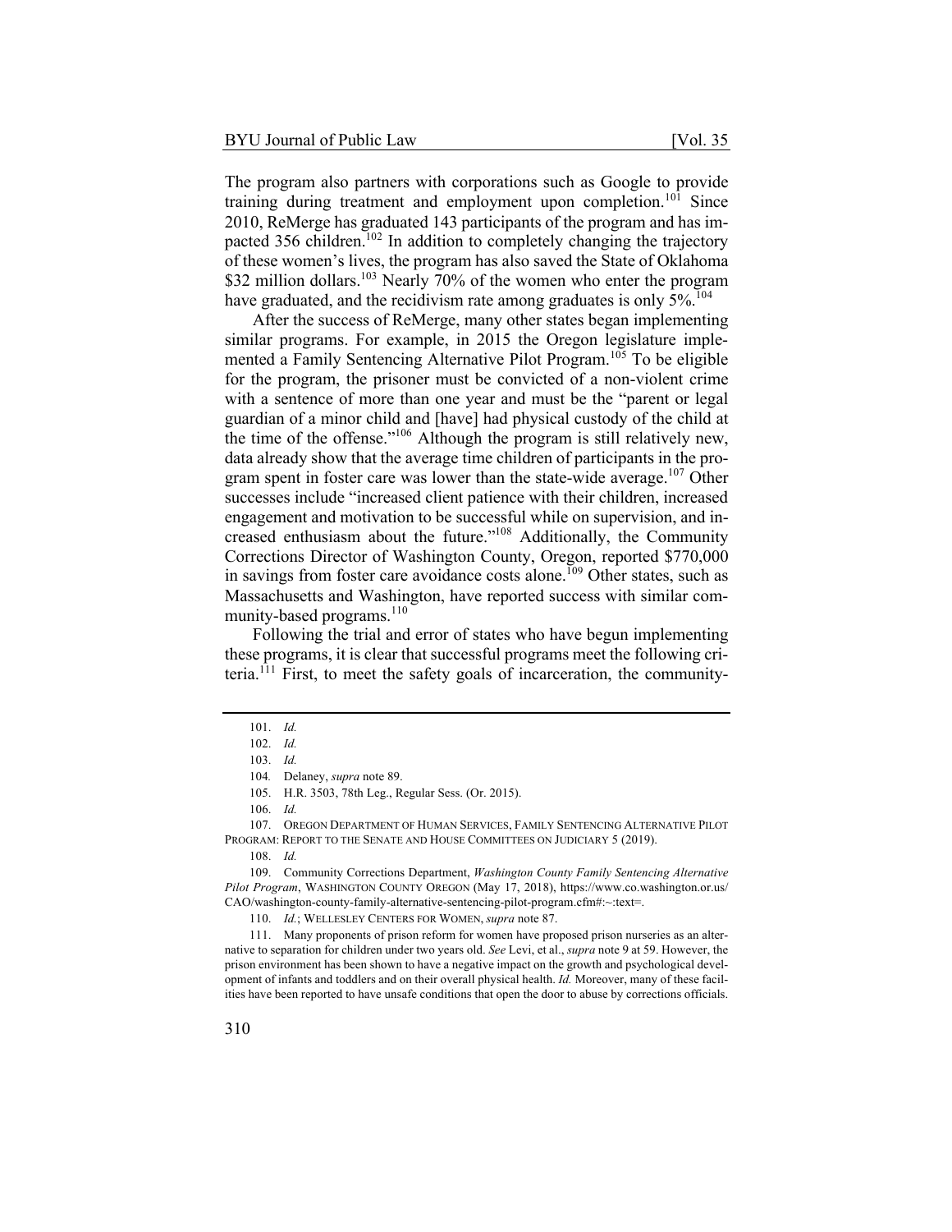The program also partners with corporations such as Google to provide training during treatment and employment upon completion.[101] Since 2010, ReMerge has graduated 143 participants of the program and has impacted 356 children.[102] In addition to completely changing the trajectory of these women's lives, the program has also saved the State of Oklahoma $32 million dollars.[103] Nearly 70% of the women who enter the program have graduated, and the recidivism rate among graduates is only 5%.[104]

After the success of ReMerge, many other states began implementing similar programs. For example, in 2015 the Oregon legislature implemented a Family Sentencing Alternative Pilot Program.[105] To be eligible for the program, the prisoner must be convicted of a non-violent crime with a sentence of more than one year and must be the "parent or legal guardian of a minor child and [have] had physical custody of the child at the time of the offense."[106] Although the program is still relatively new, data already show that the average time children of participants in the program spent in foster care was lower than the state-wide average.[107] Other successes include "increased client patience with their children, increased engagement and motivation to be successful while on supervision, and increased enthusiasm about the future."[108] Additionally, the Community Corrections Director of Washington County, Oregon, reported $770,000 in savings from foster care avoidance costs alone.[109] Other states, such as Massachusetts and Washington, have reported success with similar community-based programs.[110]

Following the trial and error of states who have begun implementing these programs, it is clear that successful programs meet the following criteria.[111] First, to meet the safety goals of incarceration, the community-

---

101. *Id.*

102. *Id.*

103. *Id.*

104. Delaney, *supra* note 89.

105. H.R. 3503, 78th Leg., Regular Sess. (Or. 2015).

106. *Id.*

107. OREGON DEPARTMENT OF HUMAN SERVICES, FAMILY SENTENCING ALTERNATIVE PILOT PROGRAM: REPORT TO THE SENATE AND HOUSE COMMITTEES ON JUDICIARY 5 (2019).

108. *Id.*

109. Community Corrections Department, *Washington County Family Sentencing Alternative Pilot Program*, WASHINGTON COUNTY OREGON (May 17, 2018), https://www.co.washington.or.us/CAO/washington-county-family-alternative-sentencing-pilot-program.cfm#:~:text=.

110. *Id.*; WELLESLEY CENTERS FOR WOMEN, *supra* note 87.

111. Many proponents of prison reform for women have proposed prison nurseries as an alternative to separation for children under two years old. *See* Levi, et al., *supra* note 9 at 59. However, the prison environment has been shown to have a negative impact on the growth and psychological development of infants and toddlers and on their overall physical health. *Id.* Moreover, many of these facilities have been reported to have unsafe conditions that open the door to abuse by corrections officials.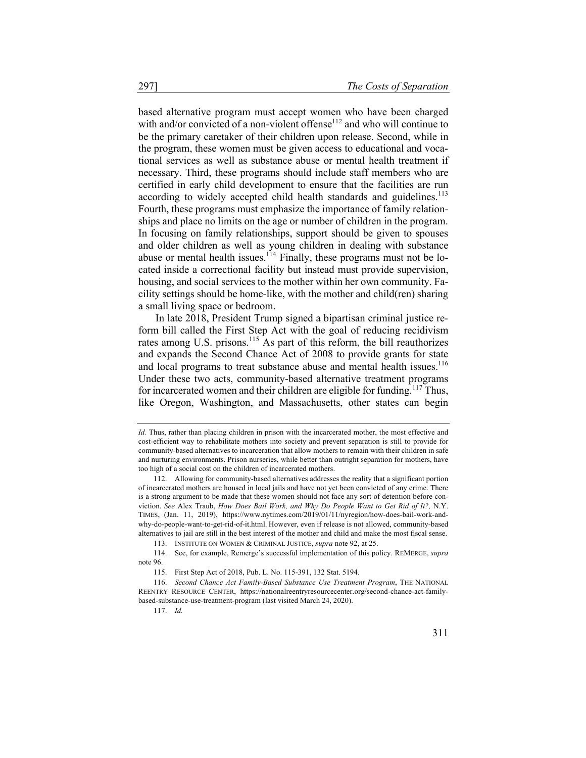based alternative program must accept women who have been charged with and/or convicted of a non-violent offense[112] and who will continue to be the primary caretaker of their children upon release. Second, while in the program, these women must be given access to educational and vocational services as well as substance abuse or mental health treatment if necessary. Third, these programs should include staff members who are certified in early child development to ensure that the facilities are run according to widely accepted child health standards and guidelines.[113] Fourth, these programs must emphasize the importance of family relationships and place no limits on the age or number of children in the program. In focusing on family relationships, support should be given to spouses and older children as well as young children in dealing with substance abuse or mental health issues.[114] Finally, these programs must not be located inside a correctional facility but instead must provide supervision, housing, and social services to the mother within her own community. Facility settings should be home-like, with the mother and child(ren) sharing a small living space or bedroom.

In late 2018, President Trump signed a bipartisan criminal justice reform bill called the First Step Act with the goal of reducing recidivism rates among U.S. prisons.[115] As part of this reform, the bill reauthorizes and expands the Second Chance Act of 2008 to provide grants for state and local programs to treat substance abuse and mental health issues.[116] Under these two acts, community-based alternative treatment programs for incarcerated women and their children are eligible for funding.[117] Thus, like Oregon, Washington, and Massachusetts, other states can begin

---

*Id.* Thus, rather than placing children in prison with the incarcerated mother, the most effective and cost-efficient way to rehabilitate mothers into society and prevent separation is still to provide for community-based alternatives to incarceration that allow mothers to remain with their children in safe and nurturing environments. Prison nurseries, while better than outright separation for mothers, have too high of a social cost on the children of incarcerated mothers.

112. Allowing for community-based alternatives addresses the reality that a significant portion of incarcerated mothers are housed in local jails and have not yet been convicted of any crime. There is a strong argument to be made that these women should not face any sort of detention before conviction. *See* Alex Traub, *How Does Bail Work, and Why Do People Want to Get Rid of It?*, N.Y. TIMES, (Jan. 11, 2019), https://www.nytimes.com/2019/01/11/nyregion/how-does-bail-work-and-why-do-people-want-to-get-rid-of-it.html. However, even if release is not allowed, community-based alternatives to jail are still in the best interest of the mother and child and make the most fiscal sense.

113. INSTITUTE ON WOMEN & CRIMINAL JUSTICE, *supra* note 92, at 25.

114. See, for example, Remerge's successful implementation of this policy. REMERGE, *supra* note 96.

115. First Step Act of 2018, Pub. L. No. 115-391, 132 Stat. 5194.

116. *Second Chance Act Family-Based Substance Use Treatment Program*, THE NATIONAL REENTRY RESOURCE CENTER, https://nationalreentryresourcecenter.org/second-chance-act-family-based-substance-use-treatment-program (last visited March 24, 2020).

117. *Id.*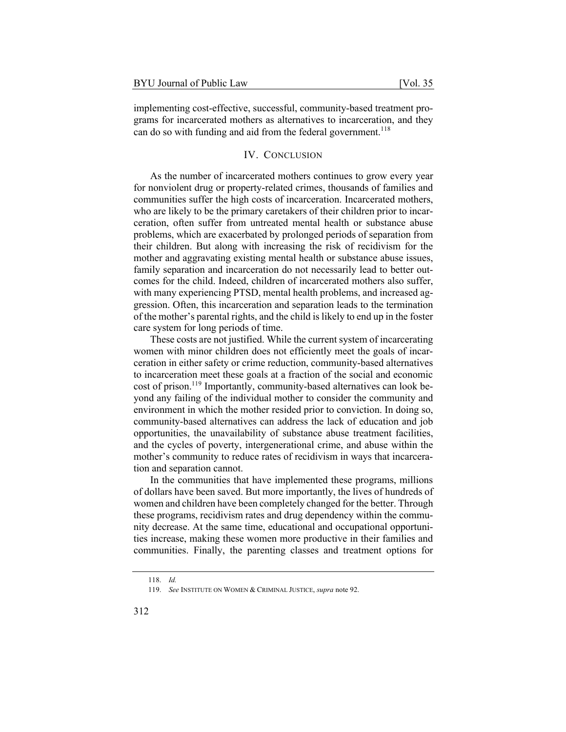implementing cost-effective, successful, community-based treatment programs for incarcerated mothers as alternatives to incarceration, and they can do so with funding and aid from the federal government.[118]

## IV. CONCLUSION

As the number of incarcerated mothers continues to grow every year for nonviolent drug or property-related crimes, thousands of families and communities suffer the high costs of incarceration. Incarcerated mothers, who are likely to be the primary caretakers of their children prior to incarceration, often suffer from untreated mental health or substance abuse problems, which are exacerbated by prolonged periods of separation from their children. But along with increasing the risk of recidivism for the mother and aggravating existing mental health or substance abuse issues, family separation and incarceration do not necessarily lead to better outcomes for the child. Indeed, children of incarcerated mothers also suffer, with many experiencing PTSD, mental health problems, and increased aggression. Often, this incarceration and separation leads to the termination of the mother's parental rights, and the child is likely to end up in the foster care system for long periods of time.

These costs are not justified. While the current system of incarcerating women with minor children does not efficiently meet the goals of incarceration in either safety or crime reduction, community-based alternatives to incarceration meet these goals at a fraction of the social and economic cost of prison.[119] Importantly, community-based alternatives can look beyond any failing of the individual mother to consider the community and environment in which the mother resided prior to conviction. In doing so, community-based alternatives can address the lack of education and job opportunities, the unavailability of substance abuse treatment facilities, and the cycles of poverty, intergenerational crime, and abuse within the mother's community to reduce rates of recidivism in ways that incarceration and separation cannot.

In the communities that have implemented these programs, millions of dollars have been saved. But more importantly, the lives of hundreds of women and children have been completely changed for the better. Through these programs, recidivism rates and drug dependency within the community decrease. At the same time, educational and occupational opportunities increase, making these women more productive in their families and communities. Finally, the parenting classes and treatment options for

---

118. *Id.*

119. *See* INSTITUTE ON WOMEN & CRIMINAL JUSTICE, *supra* note 92.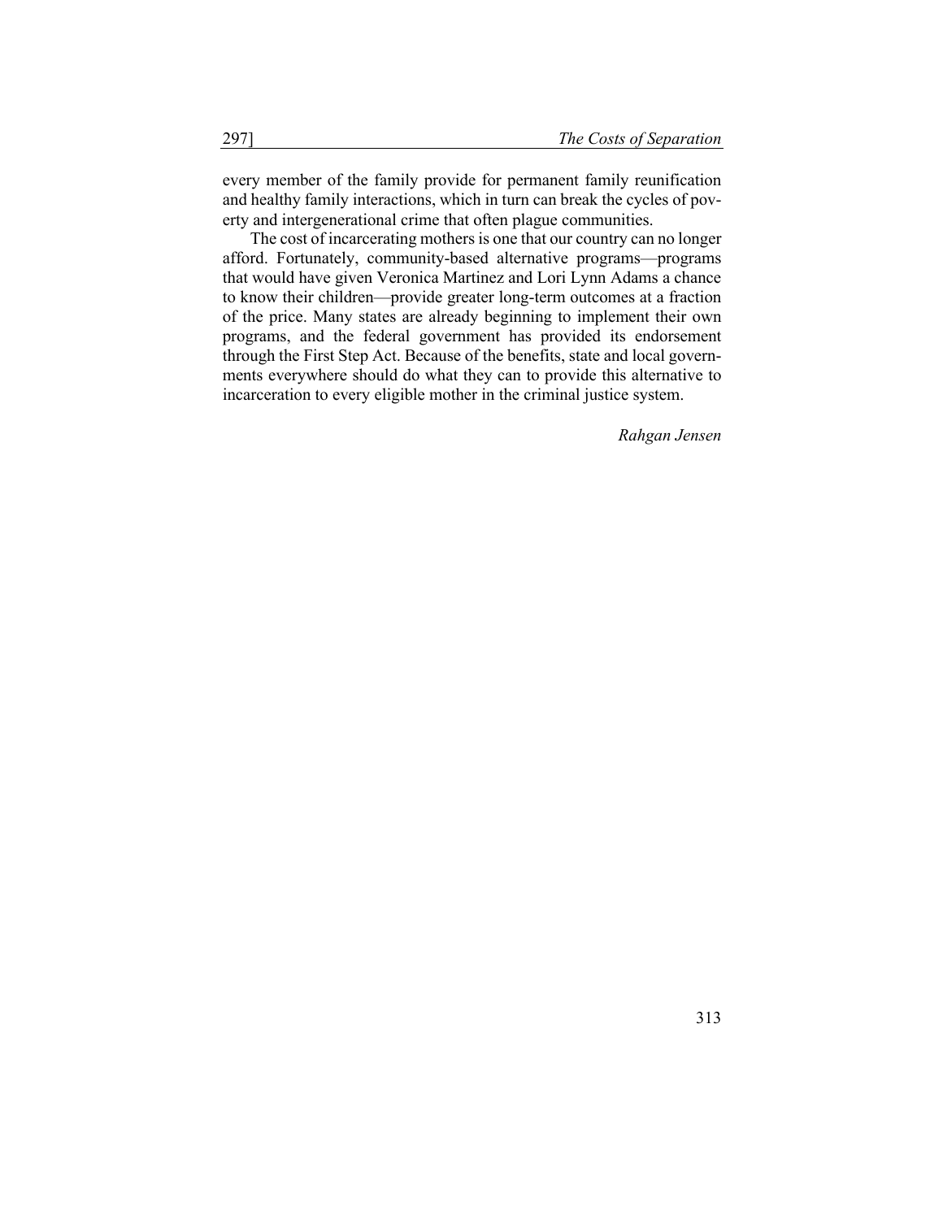every member of the family provide for permanent family reunification and healthy family interactions, which in turn can break the cycles of poverty and intergenerational crime that often plague communities.

The cost of incarcerating mothers is one that our country can no longer afford. Fortunately, community-based alternative programs—programs that would have given Veronica Martinez and Lori Lynn Adams a chance to know their children—provide greater long-term outcomes at a fraction of the price. Many states are already beginning to implement their own programs, and the federal government has provided its endorsement through the First Step Act. Because of the benefits, state and local governments everywhere should do what they can to provide this alternative to incarceration to every eligible mother in the criminal justice system.

*Rahgan Jensen*